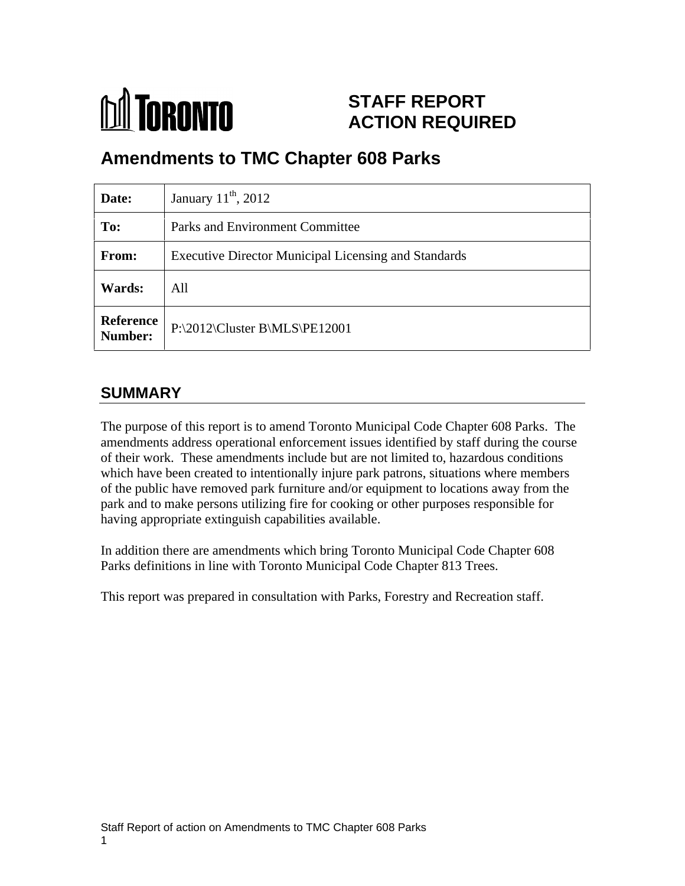TORONTO

# STAFF REPORT ACTION REQUIRED

## Amendments to TMC Chapter 608 Parks

| | |
|---|---|
| **Date:** | January 11th, 2012 |
| **To:** | Parks and Environment Committee |
| **From:** | Executive Director Municipal Licensing and Standards |
| **Wards:** | All |
| **Reference Number:** | P:\2012\Cluster B\MLS\PE12001 |

## SUMMARY

The purpose of this report is to amend Toronto Municipal Code Chapter 608 Parks. The amendments address operational enforcement issues identified by staff during the course of their work. These amendments include but are not limited to, hazardous conditions which have been created to intentionally injure park patrons, situations where members of the public have removed park furniture and/or equipment to locations away from the park and to make persons utilizing fire for cooking or other purposes responsible for having appropriate extinguish capabilities available.

In addition there are amendments which bring Toronto Municipal Code Chapter 608 Parks definitions in line with Toronto Municipal Code Chapter 813 Trees.

This report was prepared in consultation with Parks, Forestry and Recreation staff.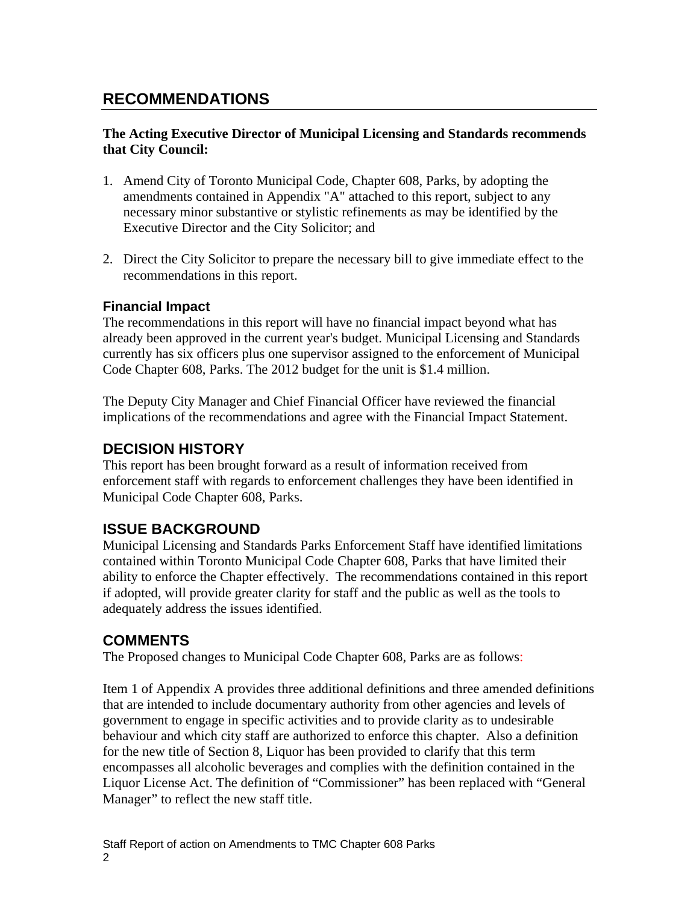## RECOMMENDATIONS

**The Acting Executive Director of Municipal Licensing and Standards recommends that City Council:**

1. Amend City of Toronto Municipal Code, Chapter 608, Parks, by adopting the amendments contained in Appendix "A" attached to this report, subject to any necessary minor substantive or stylistic refinements as may be identified by the Executive Director and the City Solicitor; and

2. Direct the City Solicitor to prepare the necessary bill to give immediate effect to the recommendations in this report.

### Financial Impact

The recommendations in this report will have no financial impact beyond what has already been approved in the current year's budget. Municipal Licensing and Standards currently has six officers plus one supervisor assigned to the enforcement of Municipal Code Chapter 608, Parks. The 2012 budget for the unit is $1.4 million.

The Deputy City Manager and Chief Financial Officer have reviewed the financial implications of the recommendations and agree with the Financial Impact Statement.

## DECISION HISTORY

This report has been brought forward as a result of information received from enforcement staff with regards to enforcement challenges they have been identified in Municipal Code Chapter 608, Parks.

## ISSUE BACKGROUND

Municipal Licensing and Standards Parks Enforcement Staff have identified limitations contained within Toronto Municipal Code Chapter 608, Parks that have limited their ability to enforce the Chapter effectively. The recommendations contained in this report if adopted, will provide greater clarity for staff and the public as well as the tools to adequately address the issues identified.

## COMMENTS

The Proposed changes to Municipal Code Chapter 608, Parks are as follows:

Item 1 of Appendix A provides three additional definitions and three amended definitions that are intended to include documentary authority from other agencies and levels of government to engage in specific activities and to provide clarity as to undesirable behaviour and which city staff are authorized to enforce this chapter. Also a definition for the new title of Section 8, Liquor has been provided to clarify that this term encompasses all alcoholic beverages and complies with the definition contained in the Liquor License Act. The definition of “Commissioner” has been replaced with “General Manager” to reflect the new staff title.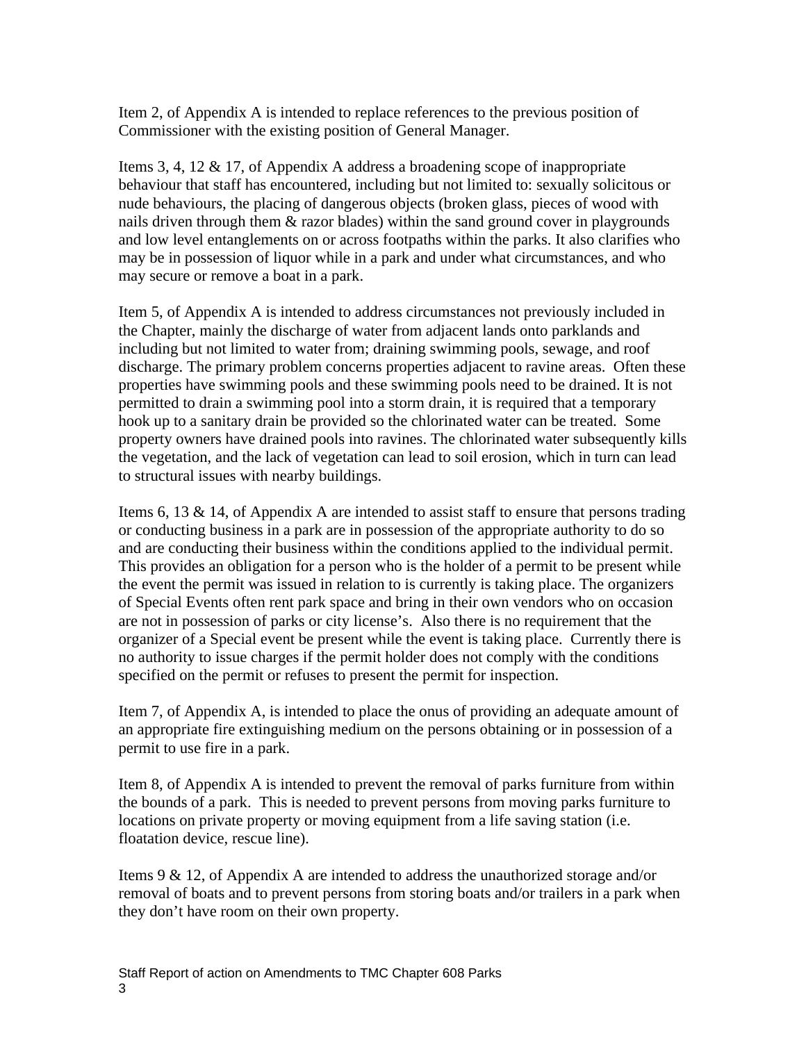Item 2, of Appendix A is intended to replace references to the previous position of Commissioner with the existing position of General Manager.

Items 3, 4, 12 & 17, of Appendix A address a broadening scope of inappropriate behaviour that staff has encountered, including but not limited to: sexually solicitous or nude behaviours, the placing of dangerous objects (broken glass, pieces of wood with nails driven through them & razor blades) within the sand ground cover in playgrounds and low level entanglements on or across footpaths within the parks. It also clarifies who may be in possession of liquor while in a park and under what circumstances, and who may secure or remove a boat in a park.

Item 5, of Appendix A is intended to address circumstances not previously included in the Chapter, mainly the discharge of water from adjacent lands onto parklands and including but not limited to water from; draining swimming pools, sewage, and roof discharge. The primary problem concerns properties adjacent to ravine areas. Often these properties have swimming pools and these swimming pools need to be drained. It is not permitted to drain a swimming pool into a storm drain, it is required that a temporary hook up to a sanitary drain be provided so the chlorinated water can be treated. Some property owners have drained pools into ravines. The chlorinated water subsequently kills the vegetation, and the lack of vegetation can lead to soil erosion, which in turn can lead to structural issues with nearby buildings.

Items 6, 13 & 14, of Appendix A are intended to assist staff to ensure that persons trading or conducting business in a park are in possession of the appropriate authority to do so and are conducting their business within the conditions applied to the individual permit. This provides an obligation for a person who is the holder of a permit to be present while the event the permit was issued in relation to is currently is taking place. The organizers of Special Events often rent park space and bring in their own vendors who on occasion are not in possession of parks or city license's. Also there is no requirement that the organizer of a Special event be present while the event is taking place. Currently there is no authority to issue charges if the permit holder does not comply with the conditions specified on the permit or refuses to present the permit for inspection.

Item 7, of Appendix A, is intended to place the onus of providing an adequate amount of an appropriate fire extinguishing medium on the persons obtaining or in possession of a permit to use fire in a park.

Item 8, of Appendix A is intended to prevent the removal of parks furniture from within the bounds of a park. This is needed to prevent persons from moving parks furniture to locations on private property or moving equipment from a life saving station (i.e. floatation device, rescue line).

Items 9 & 12, of Appendix A are intended to address the unauthorized storage and/or removal of boats and to prevent persons from storing boats and/or trailers in a park when they don't have room on their own property.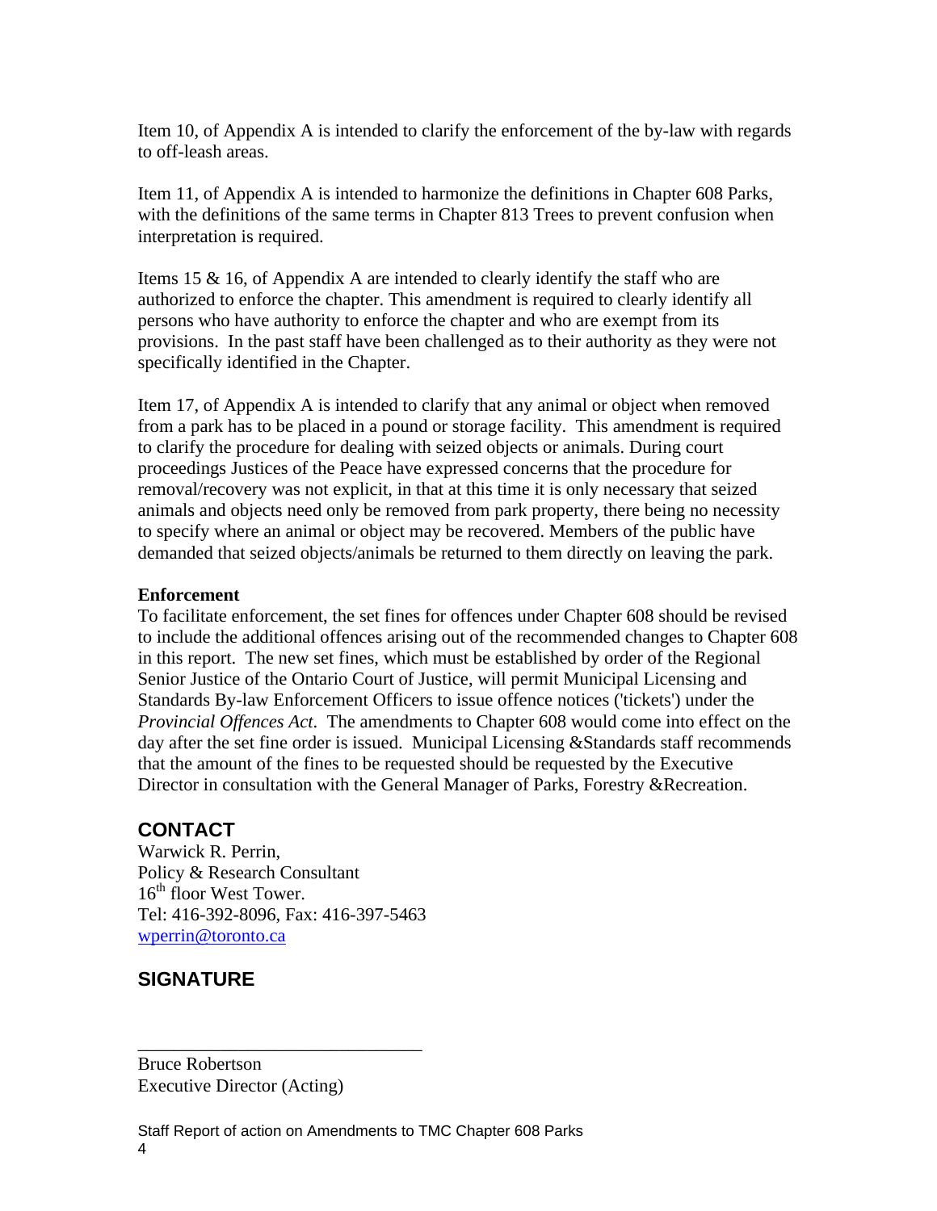Item 10, of Appendix A is intended to clarify the enforcement of the by-law with regards to off-leash areas.

Item 11, of Appendix A is intended to harmonize the definitions in Chapter 608 Parks, with the definitions of the same terms in Chapter 813 Trees to prevent confusion when interpretation is required.

Items 15 & 16, of Appendix A are intended to clearly identify the staff who are authorized to enforce the chapter. This amendment is required to clearly identify all persons who have authority to enforce the chapter and who are exempt from its provisions. In the past staff have been challenged as to their authority as they were not specifically identified in the Chapter.

Item 17, of Appendix A is intended to clarify that any animal or object when removed from a park has to be placed in a pound or storage facility. This amendment is required to clarify the procedure for dealing with seized objects or animals. During court proceedings Justices of the Peace have expressed concerns that the procedure for removal/recovery was not explicit, in that at this time it is only necessary that seized animals and objects need only be removed from park property, there being no necessity to specify where an animal or object may be recovered. Members of the public have demanded that seized objects/animals be returned to them directly on leaving the park.

**Enforcement**

To facilitate enforcement, the set fines for offences under Chapter 608 should be revised to include the additional offences arising out of the recommended changes to Chapter 608 in this report. The new set fines, which must be established by order of the Regional Senior Justice of the Ontario Court of Justice, will permit Municipal Licensing and Standards By-law Enforcement Officers to issue offence notices ('tickets') under the *Provincial Offences Act*. The amendments to Chapter 608 would come into effect on the day after the set fine order is issued. Municipal Licensing &Standards staff recommends that the amount of the fines to be requested should be requested by the Executive Director in consultation with the General Manager of Parks, Forestry &Recreation.

## CONTACT

Warwick R. Perrin,
Policy & Research Consultant
16th floor West Tower.
Tel: 416-392-8096, Fax: 416-397-5463
wperrin@toronto.ca

## SIGNATURE

_______________________________

Bruce Robertson
Executive Director (Acting)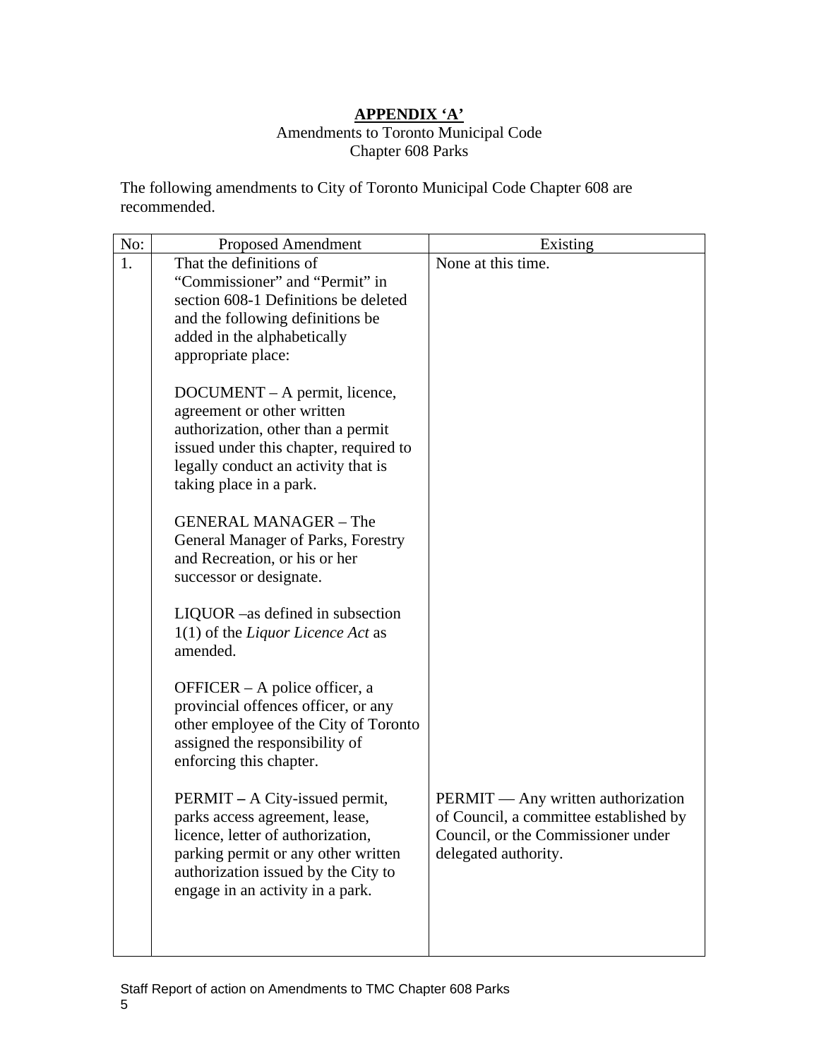**APPENDIX 'A'**

Amendments to Toronto Municipal Code
Chapter 608 Parks

The following amendments to City of Toronto Municipal Code Chapter 608 are recommended.

| No: | Proposed Amendment | Existing |
|---|---|---|
| 1. | That the definitions of "Commissioner" and "Permit" in section 608-1 Definitions be deleted and the following definitions be added in the alphabetically appropriate place:<br><br>DOCUMENT – A permit, licence, agreement or other written authorization, other than a permit issued under this chapter, required to legally conduct an activity that is taking place in a park.<br><br>GENERAL MANAGER – The General Manager of Parks, Forestry and Recreation, or his or her successor or designate.<br><br>LIQUOR –as defined in subsection 1(1) of the *Liquor Licence Act* as amended.<br><br>OFFICER – A police officer, a provincial offences officer, or any other employee of the City of Toronto assigned the responsibility of enforcing this chapter.<br><br>PERMIT **–** A City-issued permit, parks access agreement, lease, licence, letter of authorization, parking permit or any other written authorization issued by the City to engage in an activity in a park. | None at this time.<br><br>PERMIT — Any written authorization of Council, a committee established by Council, or the Commissioner under delegated authority. |

Staff Report of action on Amendments to TMC Chapter 608 Parks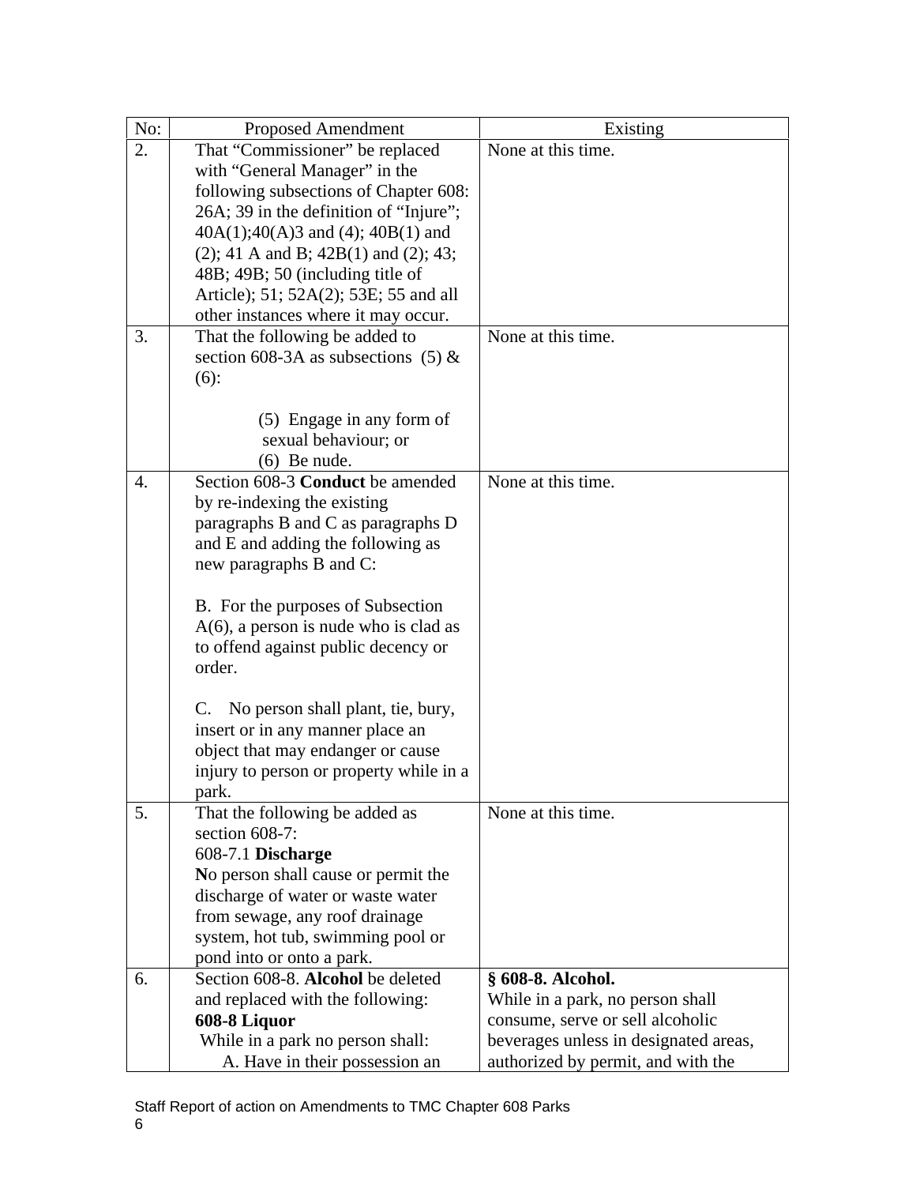| No: | Proposed Amendment | Existing |
|---|---|---|
| 2. | That "Commissioner" be replaced with "General Manager" in the following subsections of Chapter 608: 26A; 39 in the definition of "Injure"; 40A(1);40(A)3 and (4); 40B(1) and (2); 41 A and B; 42B(1) and (2); 43; 48B; 49B; 50 (including title of Article); 51; 52A(2); 53E; 55 and all other instances where it may occur. | None at this time. |
| 3. | That the following be added to section 608-3A as subsections (5) & (6):<br><br>(5) Engage in any form of sexual behaviour; or<br>(6) Be nude. | None at this time. |
| 4. | Section 608-3 **Conduct** be amended by re-indexing the existing paragraphs B and C as paragraphs D and E and adding the following as new paragraphs B and C:<br><br>B. For the purposes of Subsection A(6), a person is nude who is clad as to offend against public decency or order.<br><br>C. No person shall plant, tie, bury, insert or in any manner place an object that may endanger or cause injury to person or property while in a park. | None at this time. |
| 5. | That the following be added as section 608-7:<br>608-7.1 **Discharge**<br>**N**o person shall cause or permit the discharge of water or waste water from sewage, any roof drainage system, hot tub, swimming pool or pond into or onto a park. | None at this time. |
| 6. | Section 608-8. **Alcohol** be deleted and replaced with the following:<br>**608-8 Liquor**<br>While in a park no person shall:<br>A. Have in their possession an | **§ 608-8. Alcohol.**<br>While in a park, no person shall consume, serve or sell alcoholic beverages unless in designated areas, authorized by permit, and with the |

Staff Report of action on Amendments to TMC Chapter 608 Parks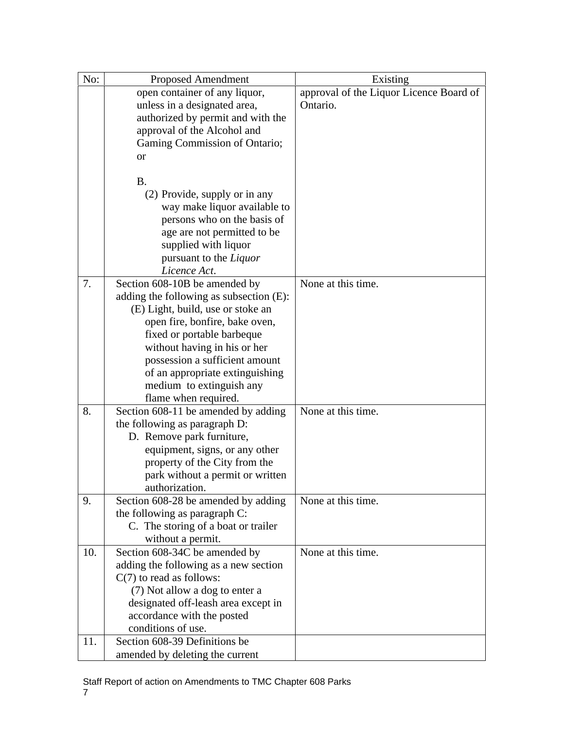| No: | Proposed Amendment | Existing |
|---|---|---|
| | open container of any liquor, unless in a designated area, authorized by permit and with the approval of the Alcohol and Gaming Commission of Ontario; or<br><br>B.<br>(2) Provide, supply or in any way make liquor available to persons who on the basis of age are not permitted to be supplied with liquor pursuant to the *Liquor Licence Act*. | approval of the Liquor Licence Board of Ontario. |
| 7. | Section 608-10B be amended by adding the following as subsection (E):<br>(E) Light, build, use or stoke an open fire, bonfire, bake oven, fixed or portable barbeque without having in his or her possession a sufficient amount of an appropriate extinguishing medium to extinguish any flame when required. | None at this time. |
| 8. | Section 608-11 be amended by adding the following as paragraph D:<br>D. Remove park furniture, equipment, signs, or any other property of the City from the park without a permit or written authorization. | None at this time. |
| 9. | Section 608-28 be amended by adding the following as paragraph C:<br>C. The storing of a boat or trailer without a permit. | None at this time. |
| 10. | Section 608-34C be amended by adding the following as a new section C(7) to read as follows:<br>(7) Not allow a dog to enter a designated off-leash area except in accordance with the posted conditions of use. | None at this time. |
| 11. | Section 608-39 Definitions be amended by deleting the current | |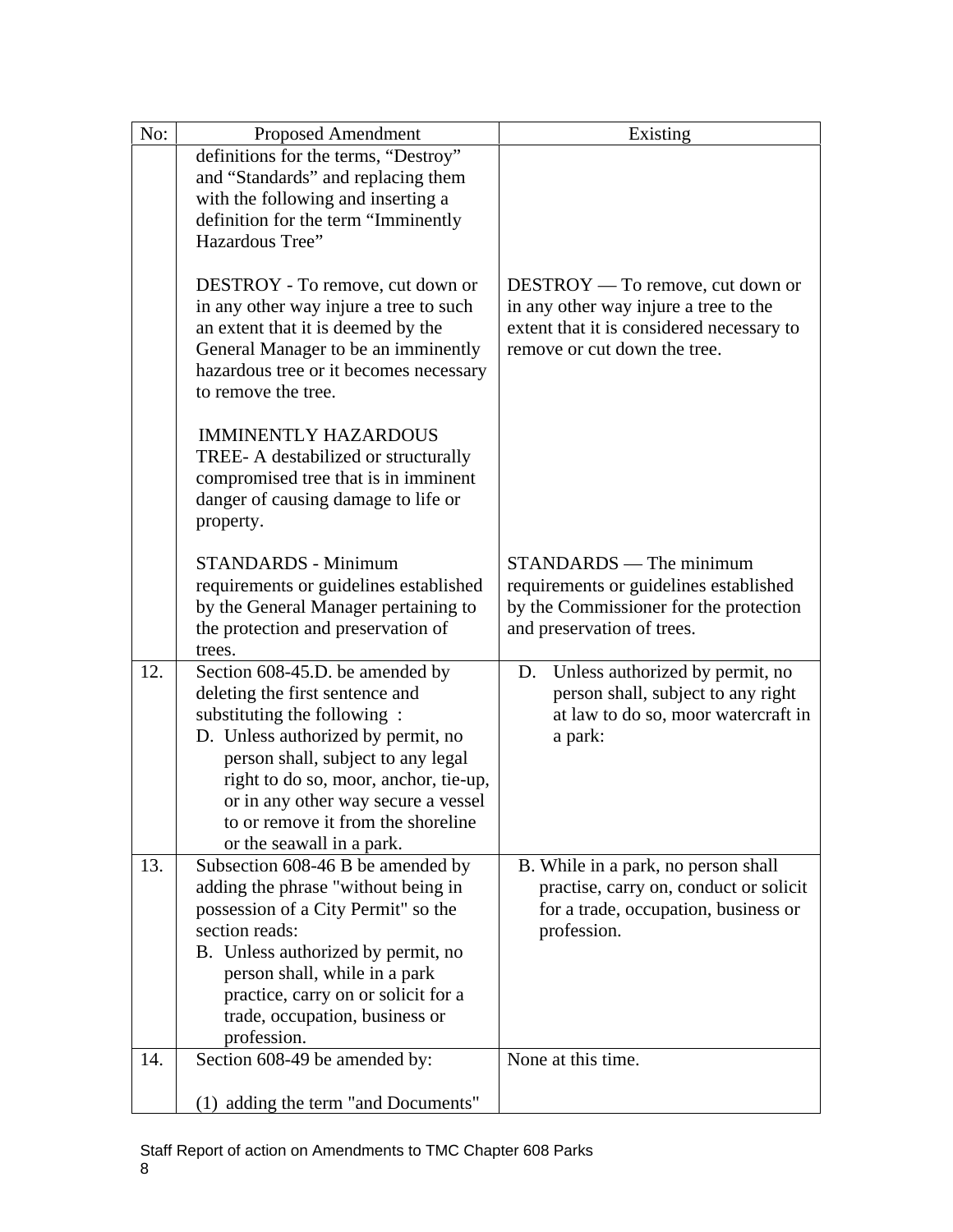| No: | Proposed Amendment | Existing |
|---|---|---|
| | definitions for the terms, "Destroy" and "Standards" and replacing them with the following and inserting a definition for the term "Imminently Hazardous Tree"<br><br>DESTROY - To remove, cut down or in any other way injure a tree to such an extent that it is deemed by the General Manager to be an imminently hazardous tree or it becomes necessary to remove the tree.<br><br>IMMINENTLY HAZARDOUS TREE- A destabilized or structurally compromised tree that is in imminent danger of causing damage to life or property.<br><br>STANDARDS - Minimum requirements or guidelines established by the General Manager pertaining to the protection and preservation of trees. | <br><br><br><br><br>DESTROY — To remove, cut down or in any other way injure a tree to the extent that it is considered necessary to remove or cut down the tree.<br><br><br><br><br>STANDARDS — The minimum requirements or guidelines established by the Commissioner for the protection and preservation of trees. |
| 12. | Section 608-45.D. be amended by deleting the first sentence and substituting the following :<br>D. Unless authorized by permit, no person shall, subject to any legal right to do so, moor, anchor, tie-up, or in any other way secure a vessel to or remove it from the shoreline or the seawall in a park. | D. Unless authorized by permit, no person shall, subject to any right at law to do so, moor watercraft in a park: |
| 13. | Subsection 608-46 B be amended by adding the phrase "without being in possession of a City Permit" so the section reads:<br>B. Unless authorized by permit, no person shall, while in a park practice, carry on or solicit for a trade, occupation, business or profession. | B. While in a park, no person shall practise, carry on, conduct or solicit for a trade, occupation, business or profession. |
| 14. | Section 608-49 be amended by:<br><br>(1) adding the term "and Documents" | None at this time. |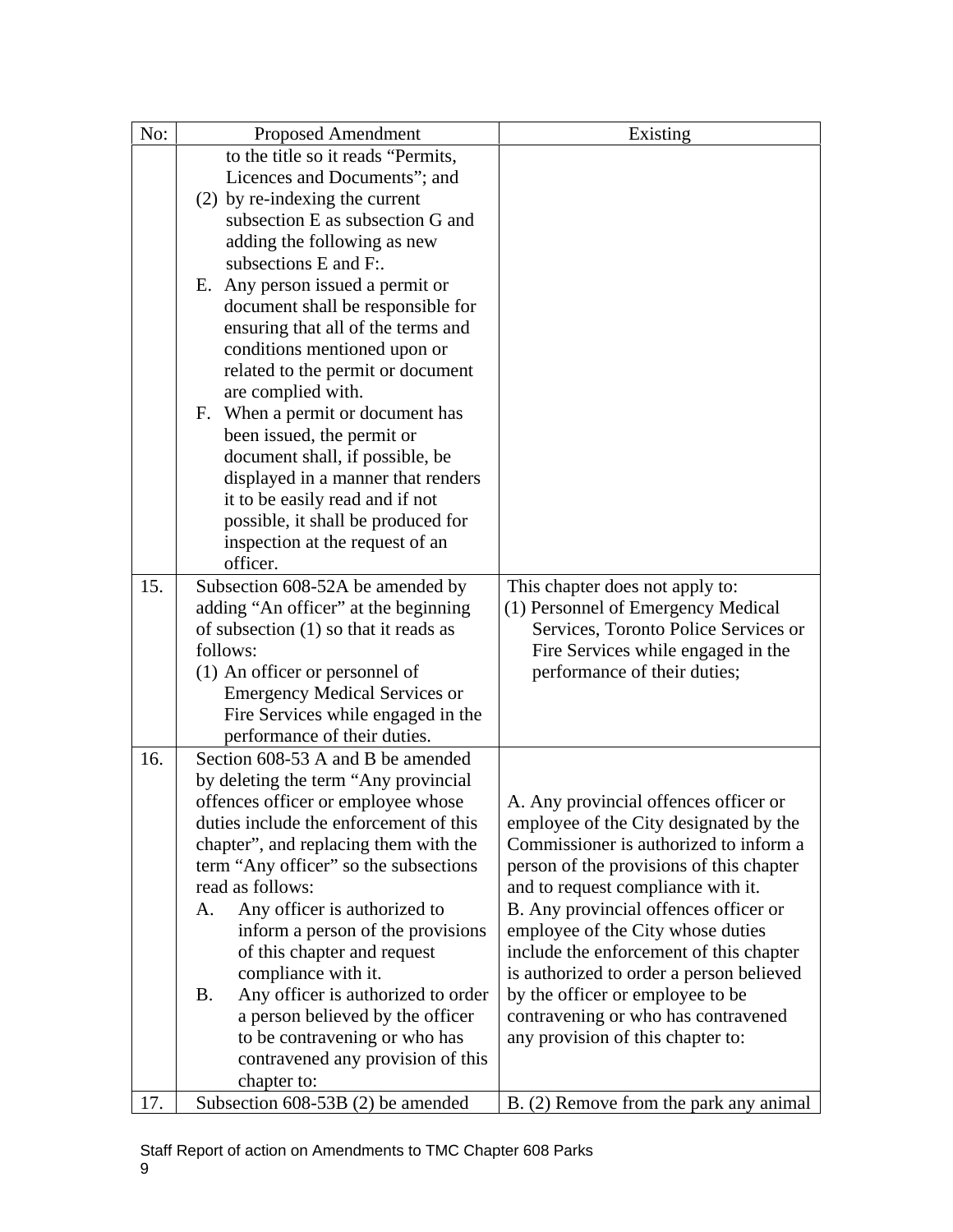| No: | Proposed Amendment | Existing |
|---|---|---|
| | to the title so it reads "Permits, Licences and Documents"; and<br>(2) by re-indexing the current subsection E as subsection G and adding the following as new subsections E and F:.<br>E. Any person issued a permit or document shall be responsible for ensuring that all of the terms and conditions mentioned upon or related to the permit or document are complied with.<br>F. When a permit or document has been issued, the permit or document shall, if possible, be displayed in a manner that renders it to be easily read and if not possible, it shall be produced for inspection at the request of an officer. | |
| 15. | Subsection 608-52A be amended by adding "An officer" at the beginning of subsection (1) so that it reads as follows:<br>(1) An officer or personnel of Emergency Medical Services or Fire Services while engaged in the performance of their duties. | This chapter does not apply to:<br>(1) Personnel of Emergency Medical Services, Toronto Police Services or Fire Services while engaged in the performance of their duties; |
| 16. | Section 608-53 A and B be amended by deleting the term "Any provincial offences officer or employee whose duties include the enforcement of this chapter", and replacing them with the term "Any officer" so the subsections read as follows:<br>A. Any officer is authorized to inform a person of the provisions of this chapter and request compliance with it.<br>B. Any officer is authorized to order a person believed by the officer to be contravening or who has contravened any provision of this chapter to: | A. Any provincial offences officer or employee of the City designated by the Commissioner is authorized to inform a person of the provisions of this chapter and to request compliance with it.<br>B. Any provincial offences officer or employee of the City whose duties include the enforcement of this chapter is authorized to order a person believed by the officer or employee to be contravening or who has contravened any provision of this chapter to: |
| 17. | Subsection 608-53B (2) be amended | B. (2) Remove from the park any animal |

Staff Report of action on Amendments to TMC Chapter 608 Parks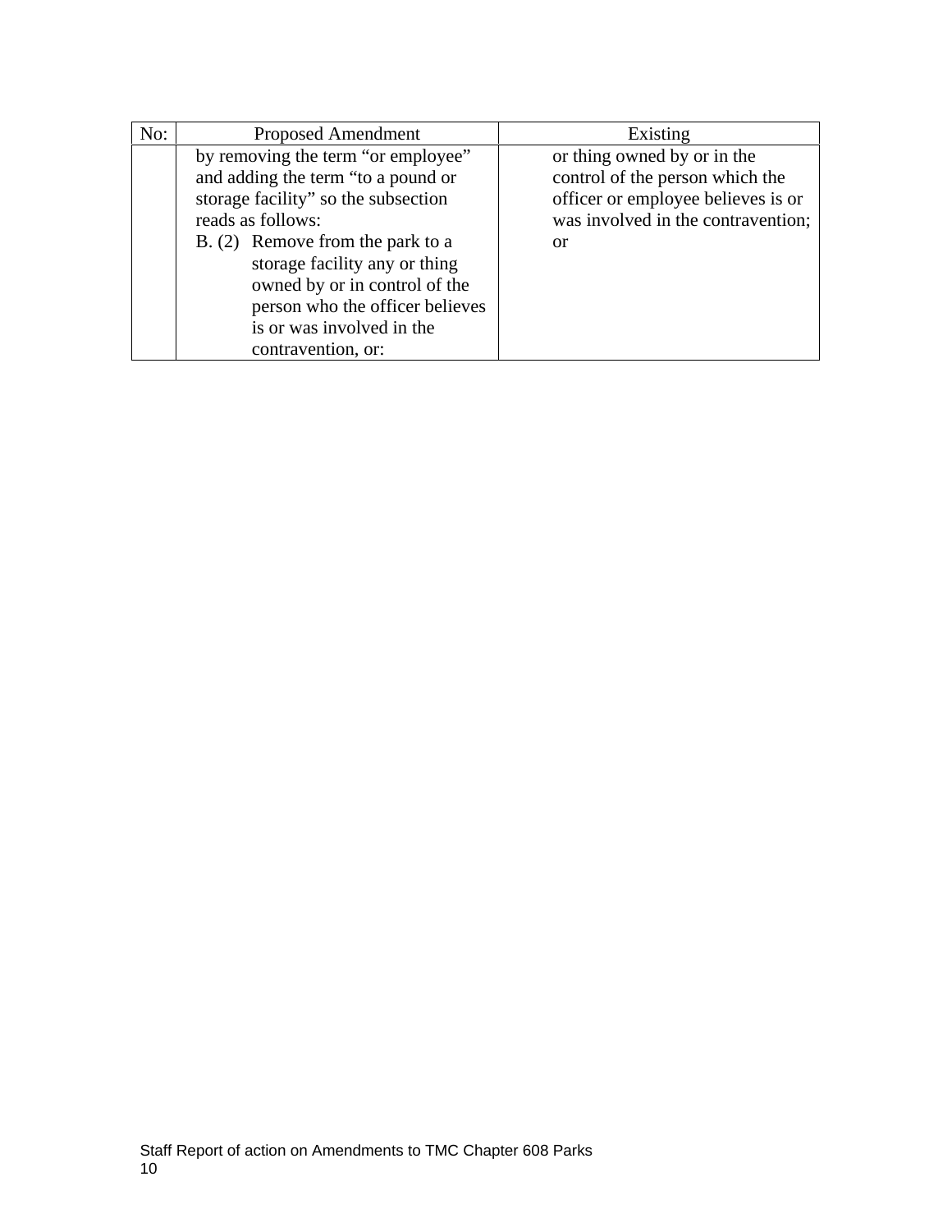| No: | Proposed Amendment | Existing |
|---|---|---|
| | by removing the term “or employee” and adding the term “to a pound or storage facility” so the subsection reads as follows:<br>B. (2) Remove from the park to a storage facility any or thing owned by or in control of the person who the officer believes is or was involved in the contravention, or: | or thing owned by or in the control of the person which the officer or employee believes is or was involved in the contravention; or |